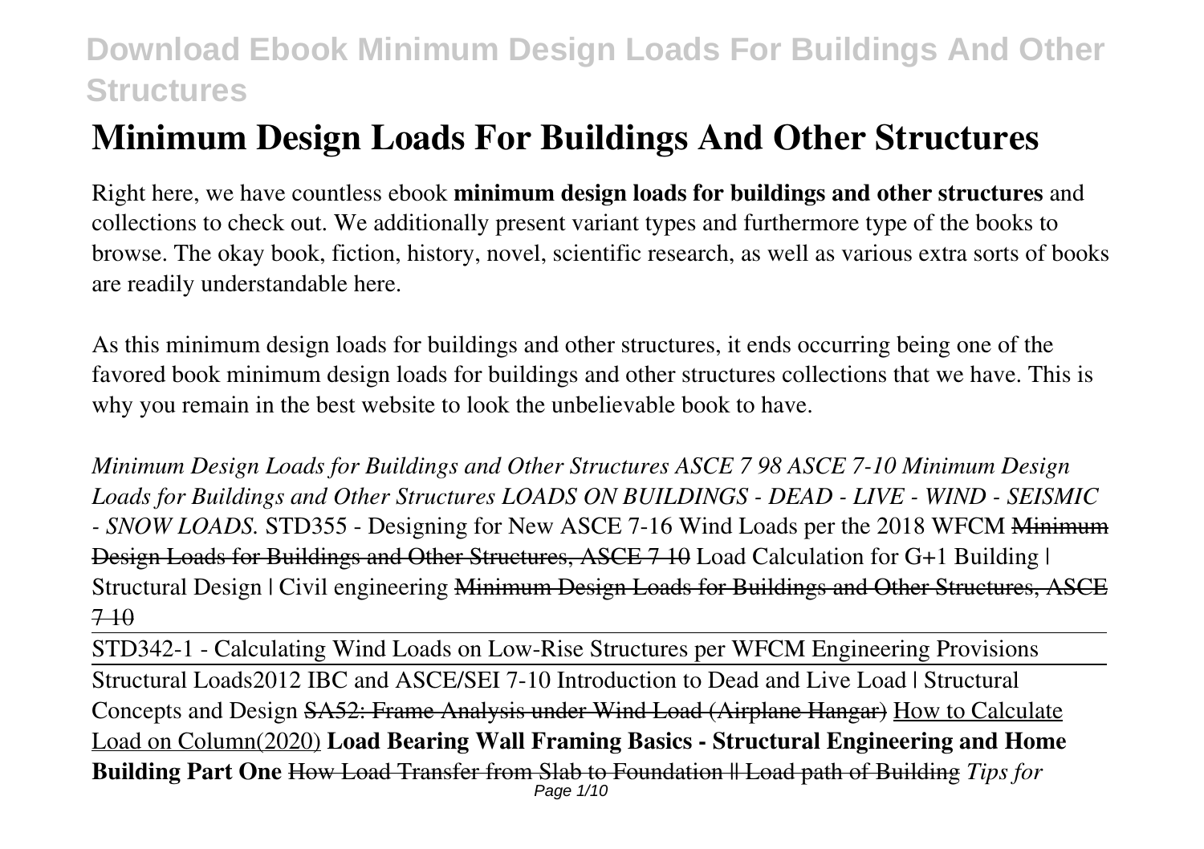# Minimum Design Loads For Buildings And Other Structures

Right here, we have countless ebook **minimum design loads for buildings and other structures** and collections to check out. We additionally present variant types and furthermore type of the books to browse. The okay book, fiction, history, novel, scientific research, as well as various extra sorts of books are readily understandable here.

As this minimum design loads for buildings and other structures, it ends occurring being one of the favored book minimum design loads for buildings and other structures collections that we have. This is why you remain in the best website to look the unbelievable book to have.

*Minimum Design Loads for Buildings and Other Structures ASCE 7 98 ASCE 7-10 Minimum Design Loads for Buildings and Other Structures LOADS ON BUILDINGS - DEAD - LIVE - WIND - SEISMIC - SNOW LOADS.* STD355 - Designing for New ASCE 7-16 Wind Loads per the 2018 WFCM ~~Minimum Design Loads for Buildings and Other Structures, ASCE 7 10~~ Load Calculation for G+1 Building | Structural Design | Civil engineering ~~Minimum Design Loads for Buildings and Other Structures, ASCE 7 10~~

STD342-1 - Calculating Wind Loads on Low-Rise Structures per WFCM Engineering Provisions

Structural Loads2012 IBC and ASCE/SEI 7-10 Introduction to Dead and Live Load | Structural Concepts and Design ~~SA52: Frame Analysis under Wind Load (Airplane Hangar)~~ How to Calculate Load on Column(2020) **Load Bearing Wall Framing Basics - Structural Engineering and Home Building Part One** ~~How Load Transfer from Slab to Foundation || Load path of Building~~ *Tips for*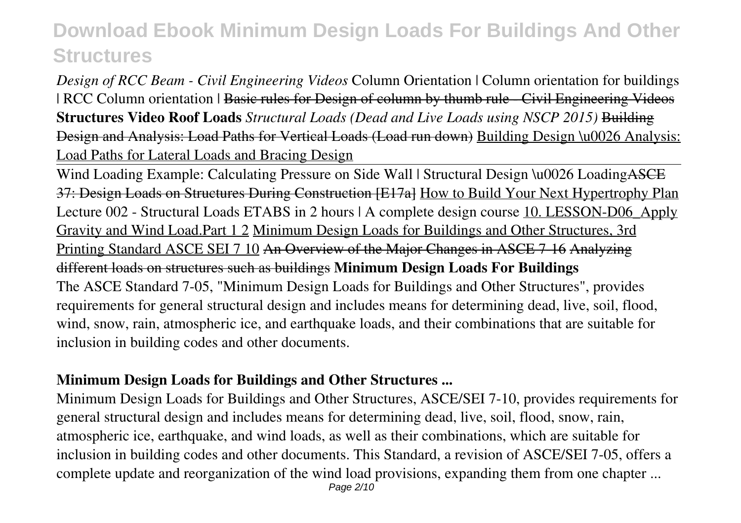*Design of RCC Beam - Civil Engineering Videos* Column Orientation | Column orientation for buildings | RCC Column orientation | ~~Basic rules for Design of column by thumb rule - Civil Engineering Videos~~ **Structures Video Roof Loads** *Structural Loads (Dead and Live Loads using NSCP 2015)* ~~Building Design and Analysis: Load Paths for Vertical Loads (Load run down)~~ Building Design \u0026 Analysis: Load Paths for Lateral Loads and Bracing Design

Wind Loading Example: Calculating Pressure on Side Wall | Structural Design \u0026 Loading~~ASCE 37: Design Loads on Structures During Construction [E17a]~~ How to Build Your Next Hypertrophy Plan Lecture 002 - Structural Loads ETABS in 2 hours | A complete design course 10. LESSON-D06_Apply Gravity and Wind Load.Part 1 2 Minimum Design Loads for Buildings and Other Structures, 3rd Printing Standard ASCE SEI 7 10 ~~An Overview of the Major Changes in ASCE 7-16~~ ~~Analyzing different loads on structures such as buildings~~ **Minimum Design Loads For Buildings**

The ASCE Standard 7-05, "Minimum Design Loads for Buildings and Other Structures", provides requirements for general structural design and includes means for determining dead, live, soil, flood, wind, snow, rain, atmospheric ice, and earthquake loads, and their combinations that are suitable for inclusion in building codes and other documents.

### Minimum Design Loads for Buildings and Other Structures ...

Minimum Design Loads for Buildings and Other Structures, ASCE/SEI 7-10, provides requirements for general structural design and includes means for determining dead, live, soil, flood, snow, rain, atmospheric ice, earthquake, and wind loads, as well as their combinations, which are suitable for inclusion in building codes and other documents. This Standard, a revision of ASCE/SEI 7-05, offers a complete update and reorganization of the wind load provisions, expanding them from one chapter ...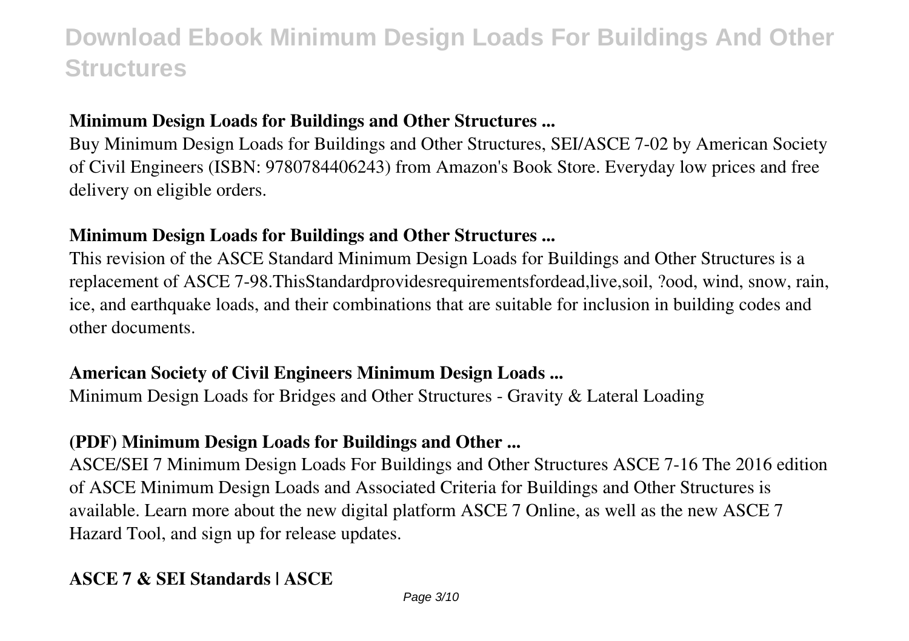**Minimum Design Loads for Buildings and Other Structures ...**

Buy Minimum Design Loads for Buildings and Other Structures, SEI/ASCE 7-02 by American Society of Civil Engineers (ISBN: 9780784406243) from Amazon's Book Store. Everyday low prices and free delivery on eligible orders.

**Minimum Design Loads for Buildings and Other Structures ...**

This revision of the ASCE Standard Minimum Design Loads for Buildings and Other Structures is a replacement of ASCE 7-98.ThisStandardprovidesrequirementsfordead,live,soil, ?ood, wind, snow, rain, ice, and earthquake loads, and their combinations that are suitable for inclusion in building codes and other documents.

**American Society of Civil Engineers Minimum Design Loads ...**

Minimum Design Loads for Bridges and Other Structures - Gravity & Lateral Loading

**(PDF) Minimum Design Loads for Buildings and Other ...**

ASCE/SEI 7 Minimum Design Loads For Buildings and Other Structures ASCE 7-16 The 2016 edition of ASCE Minimum Design Loads and Associated Criteria for Buildings and Other Structures is available. Learn more about the new digital platform ASCE 7 Online, as well as the new ASCE 7 Hazard Tool, and sign up for release updates.

**ASCE 7 & SEI Standards | ASCE**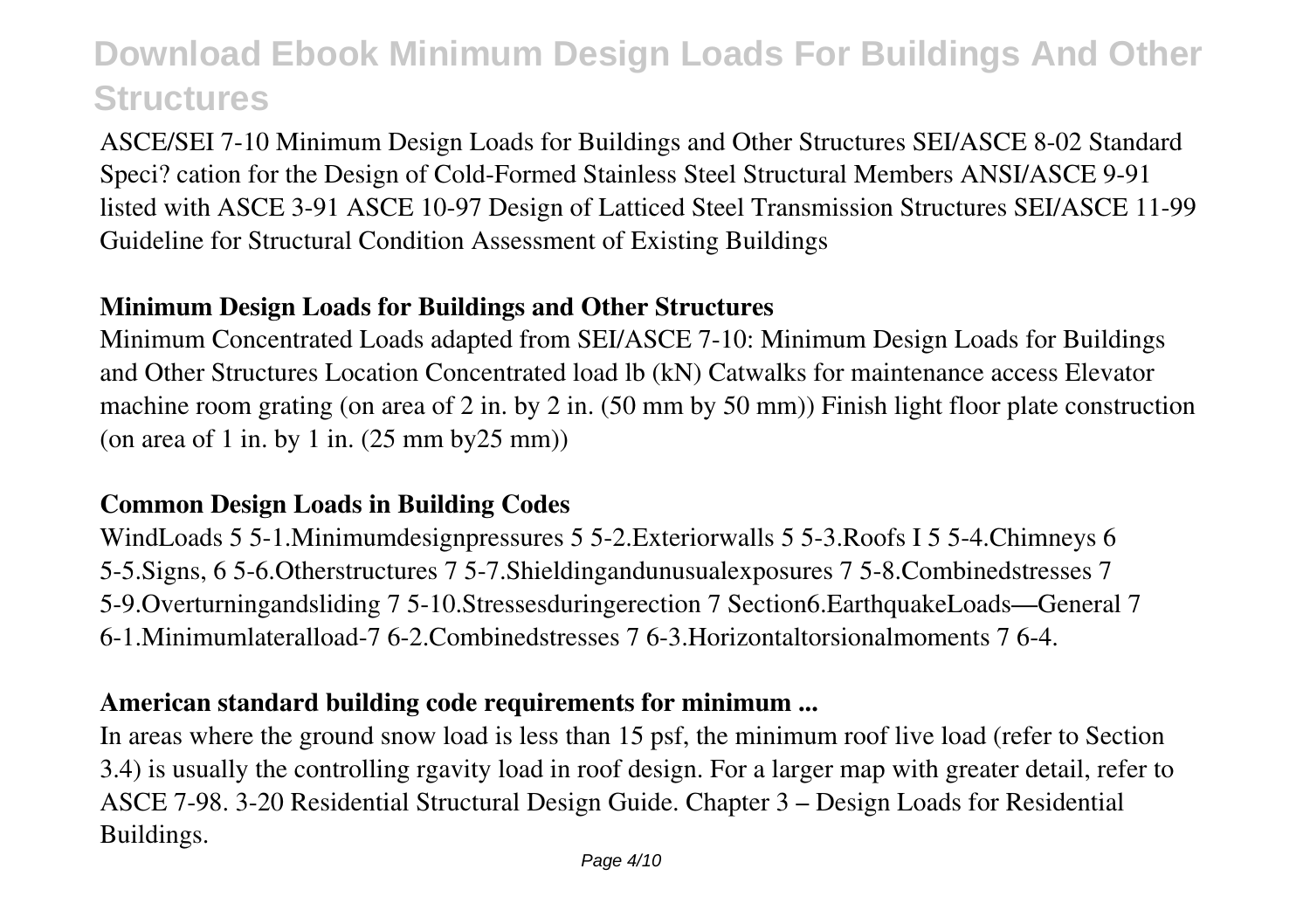ASCE/SEI 7-10 Minimum Design Loads for Buildings and Other Structures SEI/ASCE 8-02 Standard Speci? cation for the Design of Cold-Formed Stainless Steel Structural Members ANSI/ASCE 9-91 listed with ASCE 3-91 ASCE 10-97 Design of Latticed Steel Transmission Structures SEI/ASCE 11-99 Guideline for Structural Condition Assessment of Existing Buildings

### Minimum Design Loads for Buildings and Other Structures

Minimum Concentrated Loads adapted from SEI/ASCE 7-10: Minimum Design Loads for Buildings and Other Structures Location Concentrated load lb (kN) Catwalks for maintenance access Elevator machine room grating (on area of 2 in. by 2 in. (50 mm by 50 mm)) Finish light floor plate construction (on area of 1 in. by 1 in. (25 mm by25 mm))

### Common Design Loads in Building Codes

WindLoads 5 5-1.Minimumdesignpressures 5 5-2.Exteriorwalls 5 5-3.Roofs I 5 5-4.Chimneys 6 5-5.Signs, 6 5-6.Otherstructures 7 5-7.Shieldingandunusualexposures 7 5-8.Combinedstresses 7 5-9.Overturningandsliding 7 5-10.Stressesduringerection 7 Section6.EarthquakeLoads—General 7 6-1.Minimumlateralload-7 6-2.Combinedstresses 7 6-3.Horizontaltorsionalmoments 7 6-4.

### American standard building code requirements for minimum ...

In areas where the ground snow load is less than 15 psf, the minimum roof live load (refer to Section 3.4) is usually the controlling rgavity load in roof design. For a larger map with greater detail, refer to ASCE 7-98. 3-20 Residential Structural Design Guide. Chapter 3 – Design Loads for Residential Buildings.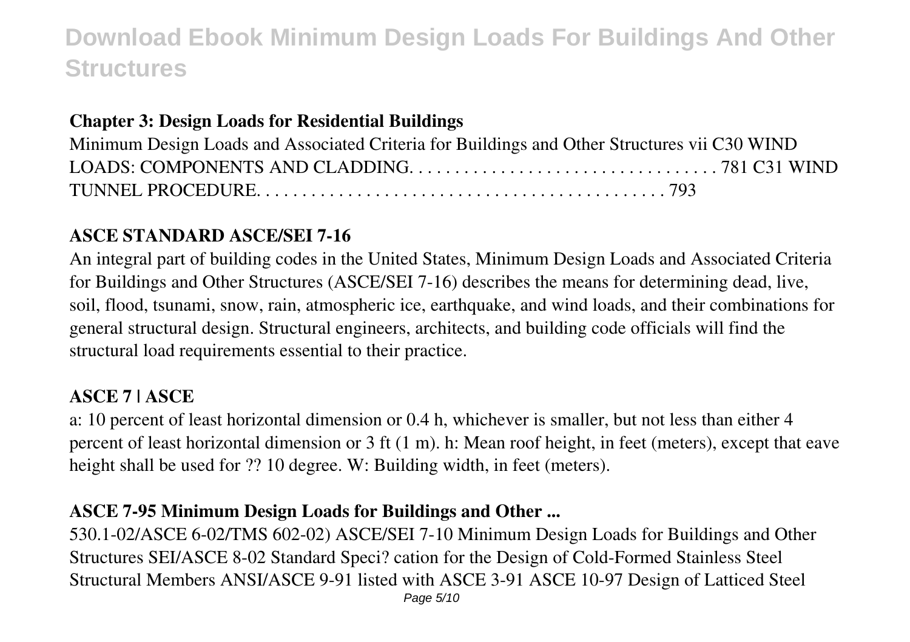**Chapter 3: Design Loads for Residential Buildings**

Minimum Design Loads and Associated Criteria for Buildings and Other Structures vii C30 WIND LOADS: COMPONENTS AND CLADDING. . . . . . . . . . . . . . . . . . . . . . . . . . . . . . . . . . . . 781 C31 WIND TUNNEL PROCEDURE. . . . . . . . . . . . . . . . . . . . . . . . . . . . . . . . . . . . . . . . . . . . 793

**ASCE STANDARD ASCE/SEI 7-16**

An integral part of building codes in the United States, Minimum Design Loads and Associated Criteria for Buildings and Other Structures (ASCE/SEI 7-16) describes the means for determining dead, live, soil, flood, tsunami, snow, rain, atmospheric ice, earthquake, and wind loads, and their combinations for general structural design. Structural engineers, architects, and building code officials will find the structural load requirements essential to their practice.

**ASCE 7 | ASCE**

a: 10 percent of least horizontal dimension or 0.4 h, whichever is smaller, but not less than either 4 percent of least horizontal dimension or 3 ft (1 m). h: Mean roof height, in feet (meters), except that eave height shall be used for ?? 10 degree. W: Building width, in feet (meters).

**ASCE 7-95 Minimum Design Loads for Buildings and Other ...**

530.1-02/ASCE 6-02/TMS 602-02) ASCE/SEI 7-10 Minimum Design Loads for Buildings and Other Structures SEI/ASCE 8-02 Standard Speci? cation for the Design of Cold-Formed Stainless Steel Structural Members ANSI/ASCE 9-91 listed with ASCE 3-91 ASCE 10-97 Design of Latticed Steel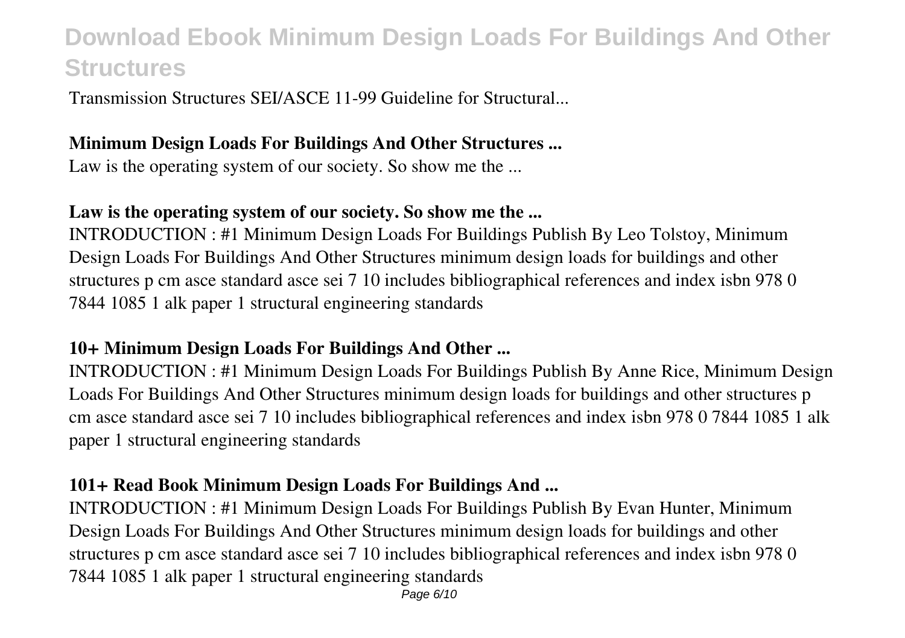Transmission Structures SEI/ASCE 11-99 Guideline for Structural...

### **Minimum Design Loads For Buildings And Other Structures ...**

Law is the operating system of our society. So show me the ...

### **Law is the operating system of our society. So show me the ...**

INTRODUCTION : #1 Minimum Design Loads For Buildings Publish By Leo Tolstoy, Minimum Design Loads For Buildings And Other Structures minimum design loads for buildings and other structures p cm asce standard asce sei 7 10 includes bibliographical references and index isbn 978 0 7844 1085 1 alk paper 1 structural engineering standards

### **10+ Minimum Design Loads For Buildings And Other ...**

INTRODUCTION : #1 Minimum Design Loads For Buildings Publish By Anne Rice, Minimum Design Loads For Buildings And Other Structures minimum design loads for buildings and other structures p cm asce standard asce sei 7 10 includes bibliographical references and index isbn 978 0 7844 1085 1 alk paper 1 structural engineering standards

### **101+ Read Book Minimum Design Loads For Buildings And ...**

INTRODUCTION : #1 Minimum Design Loads For Buildings Publish By Evan Hunter, Minimum Design Loads For Buildings And Other Structures minimum design loads for buildings and other structures p cm asce standard asce sei 7 10 includes bibliographical references and index isbn 978 0 7844 1085 1 alk paper 1 structural engineering standards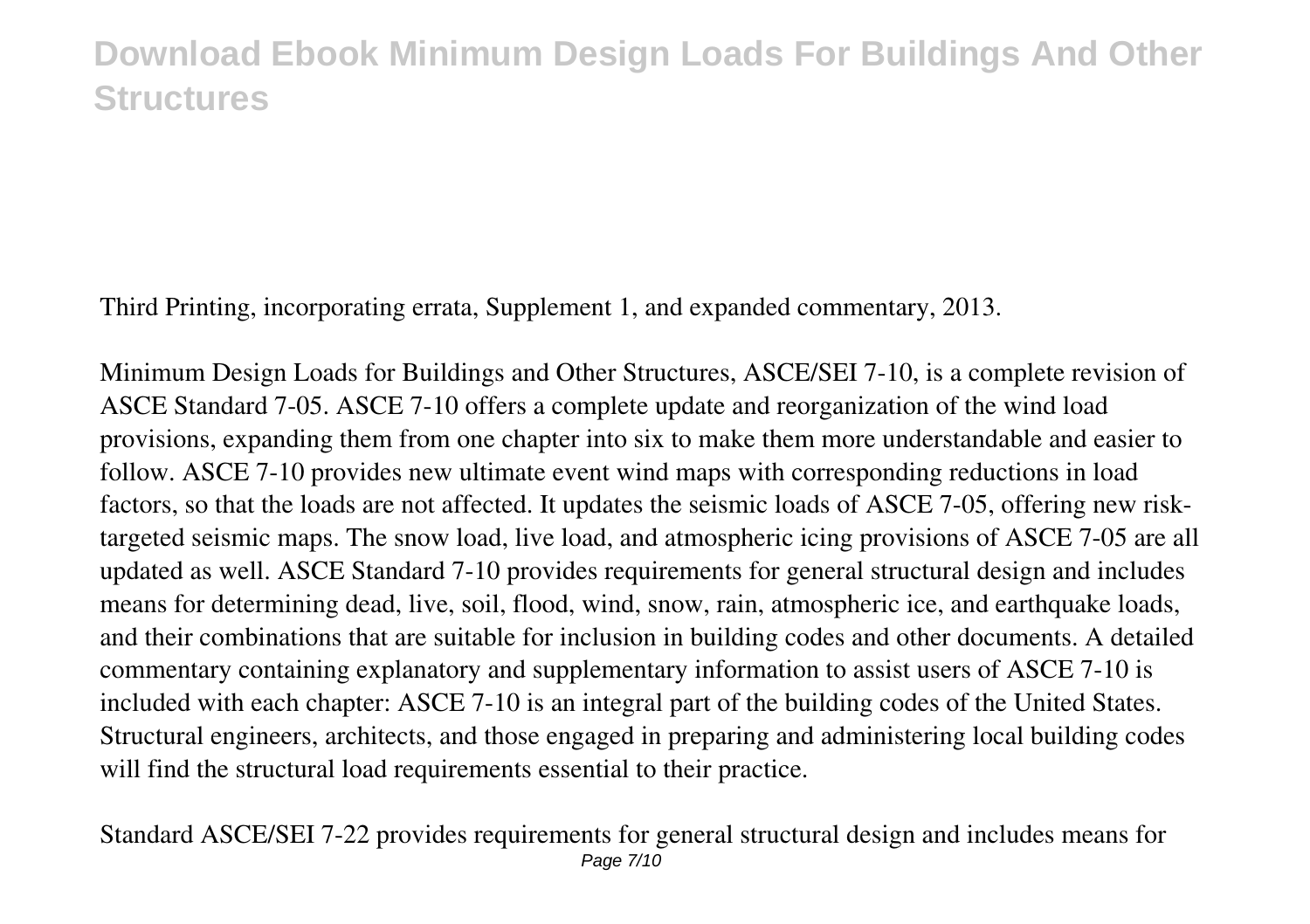Third Printing, incorporating errata, Supplement 1, and expanded commentary, 2013.

Minimum Design Loads for Buildings and Other Structures, ASCE/SEI 7-10, is a complete revision of ASCE Standard 7-05. ASCE 7-10 offers a complete update and reorganization of the wind load provisions, expanding them from one chapter into six to make them more understandable and easier to follow. ASCE 7-10 provides new ultimate event wind maps with corresponding reductions in load factors, so that the loads are not affected. It updates the seismic loads of ASCE 7-05, offering new risk-targeted seismic maps. The snow load, live load, and atmospheric icing provisions of ASCE 7-05 are all updated as well. ASCE Standard 7-10 provides requirements for general structural design and includes means for determining dead, live, soil, flood, wind, snow, rain, atmospheric ice, and earthquake loads, and their combinations that are suitable for inclusion in building codes and other documents. A detailed commentary containing explanatory and supplementary information to assist users of ASCE 7-10 is included with each chapter: ASCE 7-10 is an integral part of the building codes of the United States. Structural engineers, architects, and those engaged in preparing and administering local building codes will find the structural load requirements essential to their practice.

Standard ASCE/SEI 7-22 provides requirements for general structural design and includes means for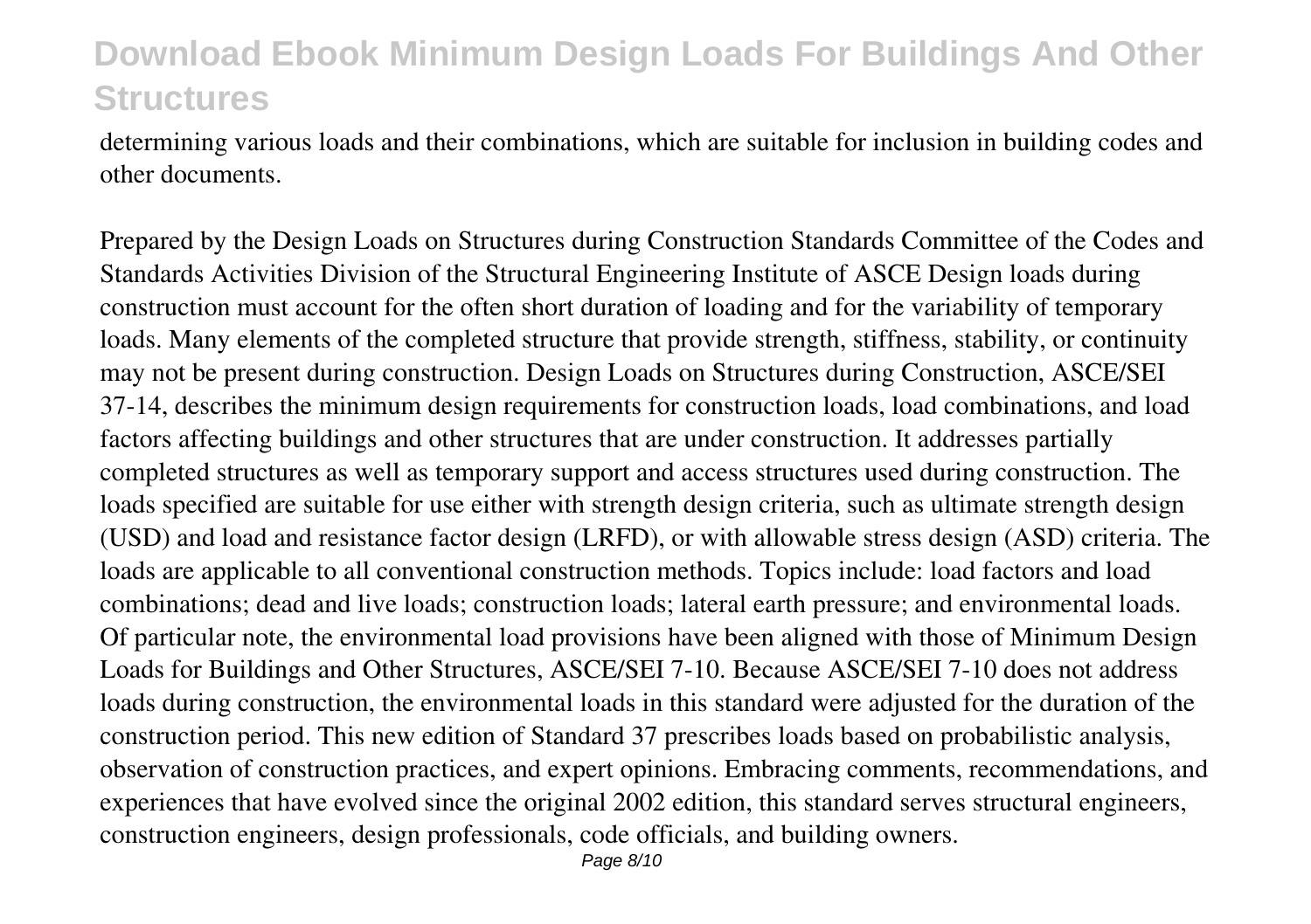determining various loads and their combinations, which are suitable for inclusion in building codes and other documents.

Prepared by the Design Loads on Structures during Construction Standards Committee of the Codes and Standards Activities Division of the Structural Engineering Institute of ASCE Design loads during construction must account for the often short duration of loading and for the variability of temporary loads. Many elements of the completed structure that provide strength, stiffness, stability, or continuity may not be present during construction. Design Loads on Structures during Construction, ASCE/SEI 37-14, describes the minimum design requirements for construction loads, load combinations, and load factors affecting buildings and other structures that are under construction. It addresses partially completed structures as well as temporary support and access structures used during construction. The loads specified are suitable for use either with strength design criteria, such as ultimate strength design (USD) and load and resistance factor design (LRFD), or with allowable stress design (ASD) criteria. The loads are applicable to all conventional construction methods. Topics include: load factors and load combinations; dead and live loads; construction loads; lateral earth pressure; and environmental loads. Of particular note, the environmental load provisions have been aligned with those of Minimum Design Loads for Buildings and Other Structures, ASCE/SEI 7-10. Because ASCE/SEI 7-10 does not address loads during construction, the environmental loads in this standard were adjusted for the duration of the construction period. This new edition of Standard 37 prescribes loads based on probabilistic analysis, observation of construction practices, and expert opinions. Embracing comments, recommendations, and experiences that have evolved since the original 2002 edition, this standard serves structural engineers, construction engineers, design professionals, code officials, and building owners.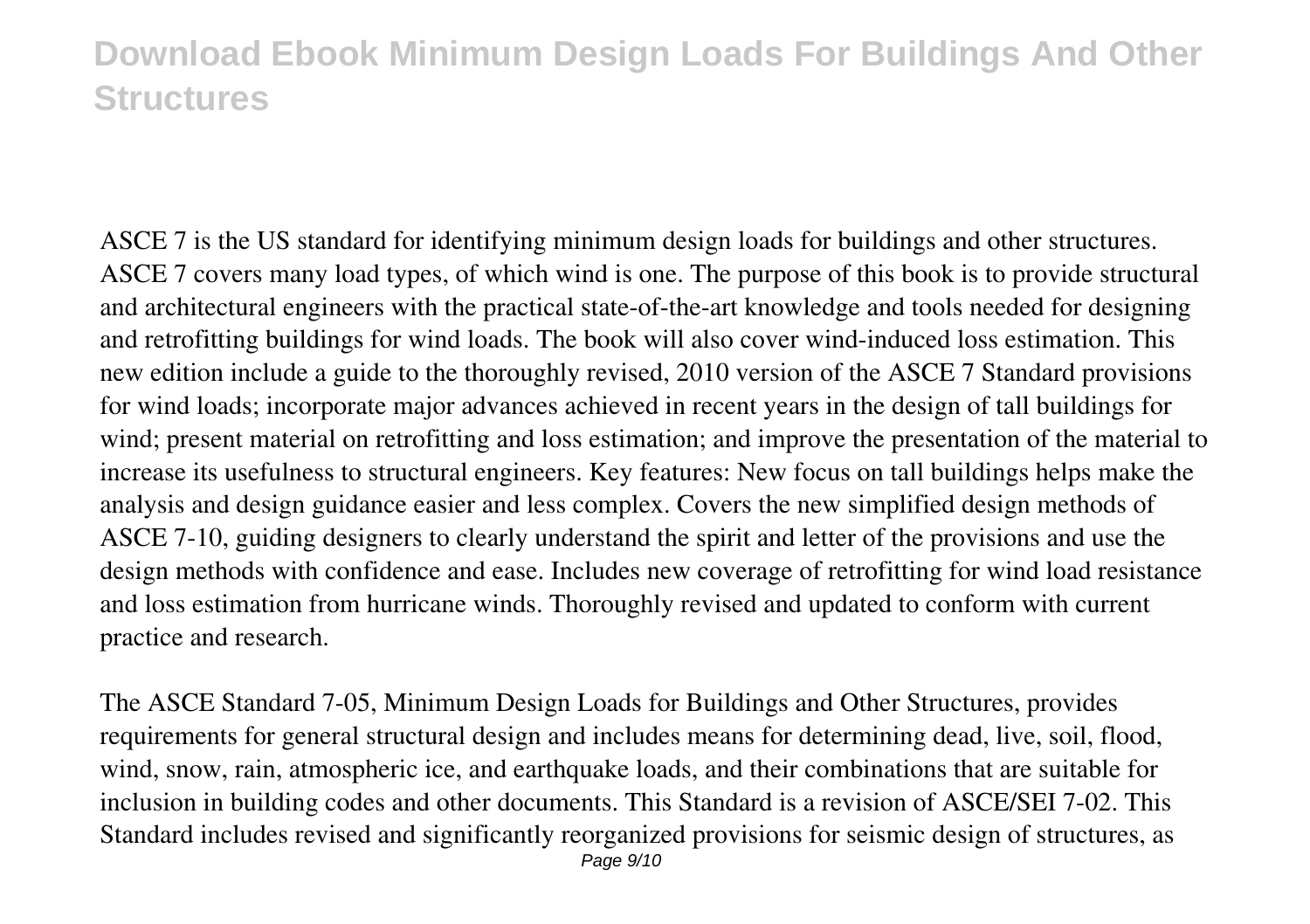ASCE 7 is the US standard for identifying minimum design loads for buildings and other structures. ASCE 7 covers many load types, of which wind is one. The purpose of this book is to provide structural and architectural engineers with the practical state-of-the-art knowledge and tools needed for designing and retrofitting buildings for wind loads. The book will also cover wind-induced loss estimation. This new edition include a guide to the thoroughly revised, 2010 version of the ASCE 7 Standard provisions for wind loads; incorporate major advances achieved in recent years in the design of tall buildings for wind; present material on retrofitting and loss estimation; and improve the presentation of the material to increase its usefulness to structural engineers. Key features: New focus on tall buildings helps make the analysis and design guidance easier and less complex. Covers the new simplified design methods of ASCE 7-10, guiding designers to clearly understand the spirit and letter of the provisions and use the design methods with confidence and ease. Includes new coverage of retrofitting for wind load resistance and loss estimation from hurricane winds. Thoroughly revised and updated to conform with current practice and research.

The ASCE Standard 7-05, Minimum Design Loads for Buildings and Other Structures, provides requirements for general structural design and includes means for determining dead, live, soil, flood, wind, snow, rain, atmospheric ice, and earthquake loads, and their combinations that are suitable for inclusion in building codes and other documents. This Standard is a revision of ASCE/SEI 7-02. This Standard includes revised and significantly reorganized provisions for seismic design of structures, as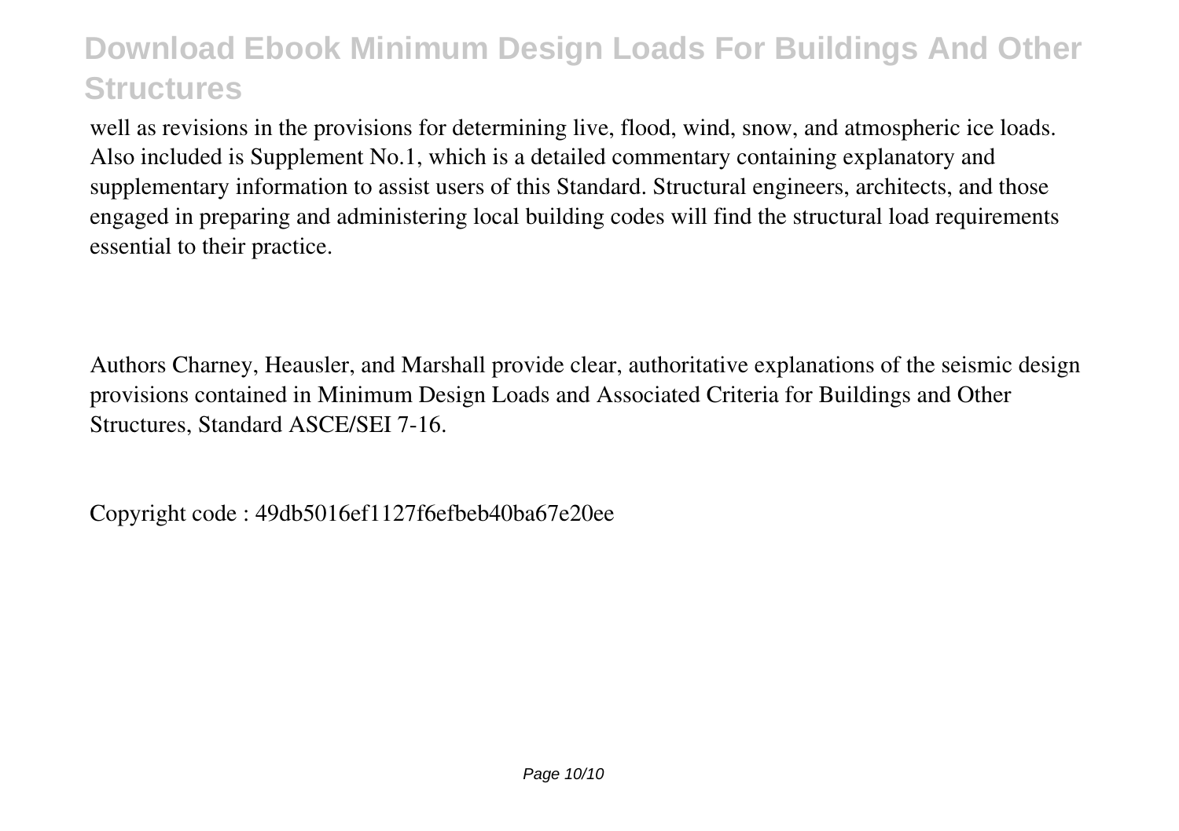well as revisions in the provisions for determining live, flood, wind, snow, and atmospheric ice loads. Also included is Supplement No.1, which is a detailed commentary containing explanatory and supplementary information to assist users of this Standard. Structural engineers, architects, and those engaged in preparing and administering local building codes will find the structural load requirements essential to their practice.

Authors Charney, Heausler, and Marshall provide clear, authoritative explanations of the seismic design provisions contained in Minimum Design Loads and Associated Criteria for Buildings and Other Structures, Standard ASCE/SEI 7-16.

Copyright code : 49db5016ef1127f6efbeb40ba67e20ee